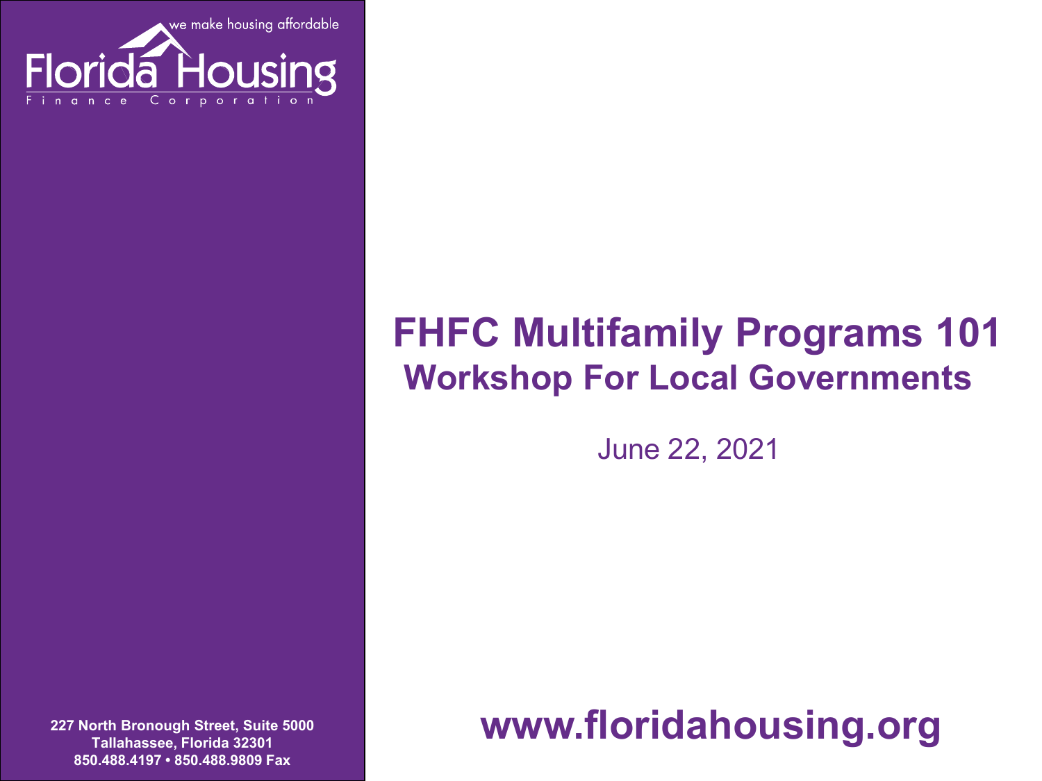we make housing affordable

Florida Housing

Finance Corporation

# FHFC Multifamily Programs 101

## Workshop For Local Governments

June 22, 2021

227 North Bronough Street, Suite 5000
Tallahassee, Florida 32301
850.488.4197 • 850.488.9809 Fax

**www.floridahousing.org**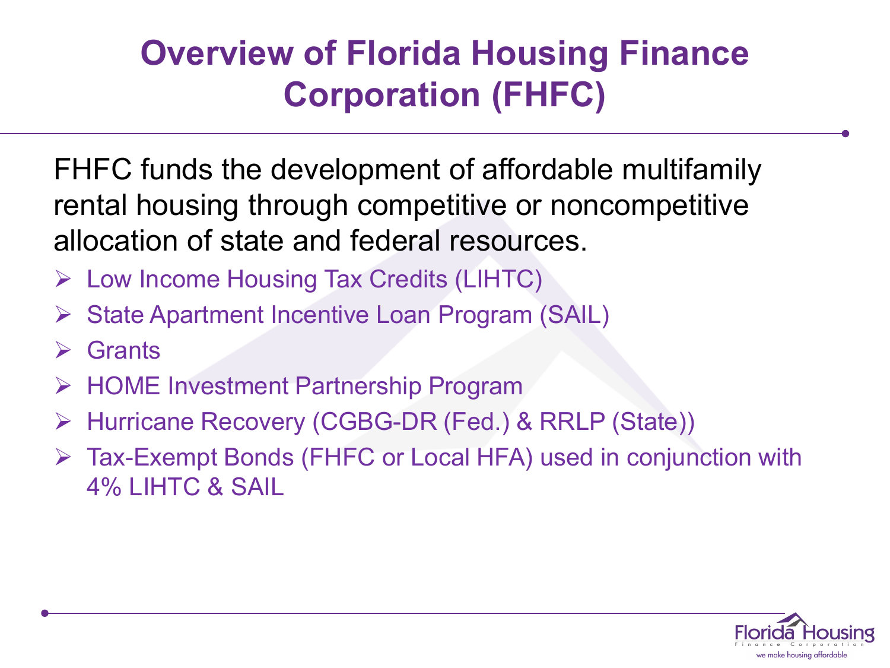# Overview of Florida Housing Finance Corporation (FHFC)

FHFC funds the development of affordable multifamily rental housing through competitive or noncompetitive allocation of state and federal resources.

- Low Income Housing Tax Credits (LIHTC)
- State Apartment Incentive Loan Program (SAIL)
- Grants
- HOME Investment Partnership Program
- Hurricane Recovery (CGBG-DR (Fed.) & RRLP (State))
- Tax-Exempt Bonds (FHFC or Local HFA) used in conjunction with 4% LIHTC & SAIL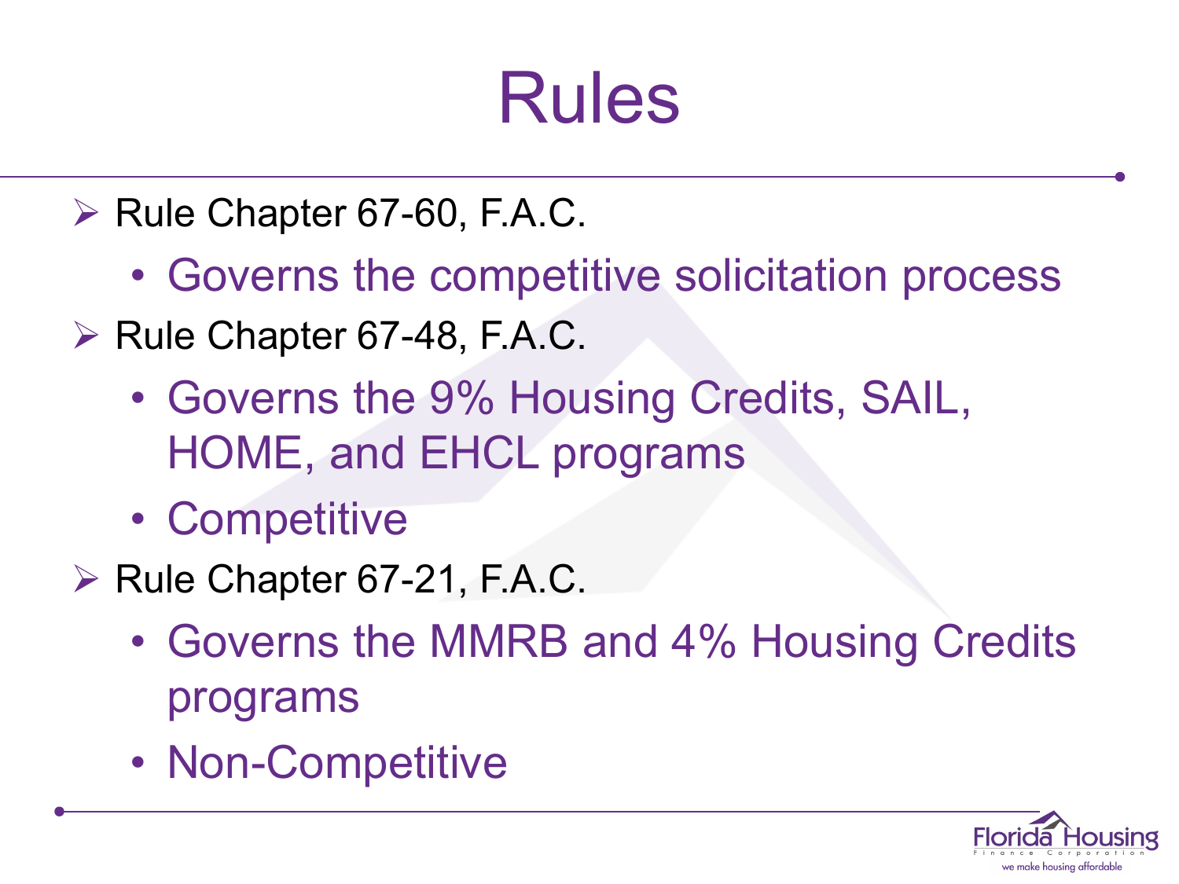# Rules

- Rule Chapter 67-60, F.A.C.
  - Governs the competitive solicitation process
- Rule Chapter 67-48, F.A.C.
  - Governs the 9% Housing Credits, SAIL, HOME, and EHCL programs
  - Competitive
- Rule Chapter 67-21, F.A.C.
  - Governs the MMRB and 4% Housing Credits programs
  - Non-Competitive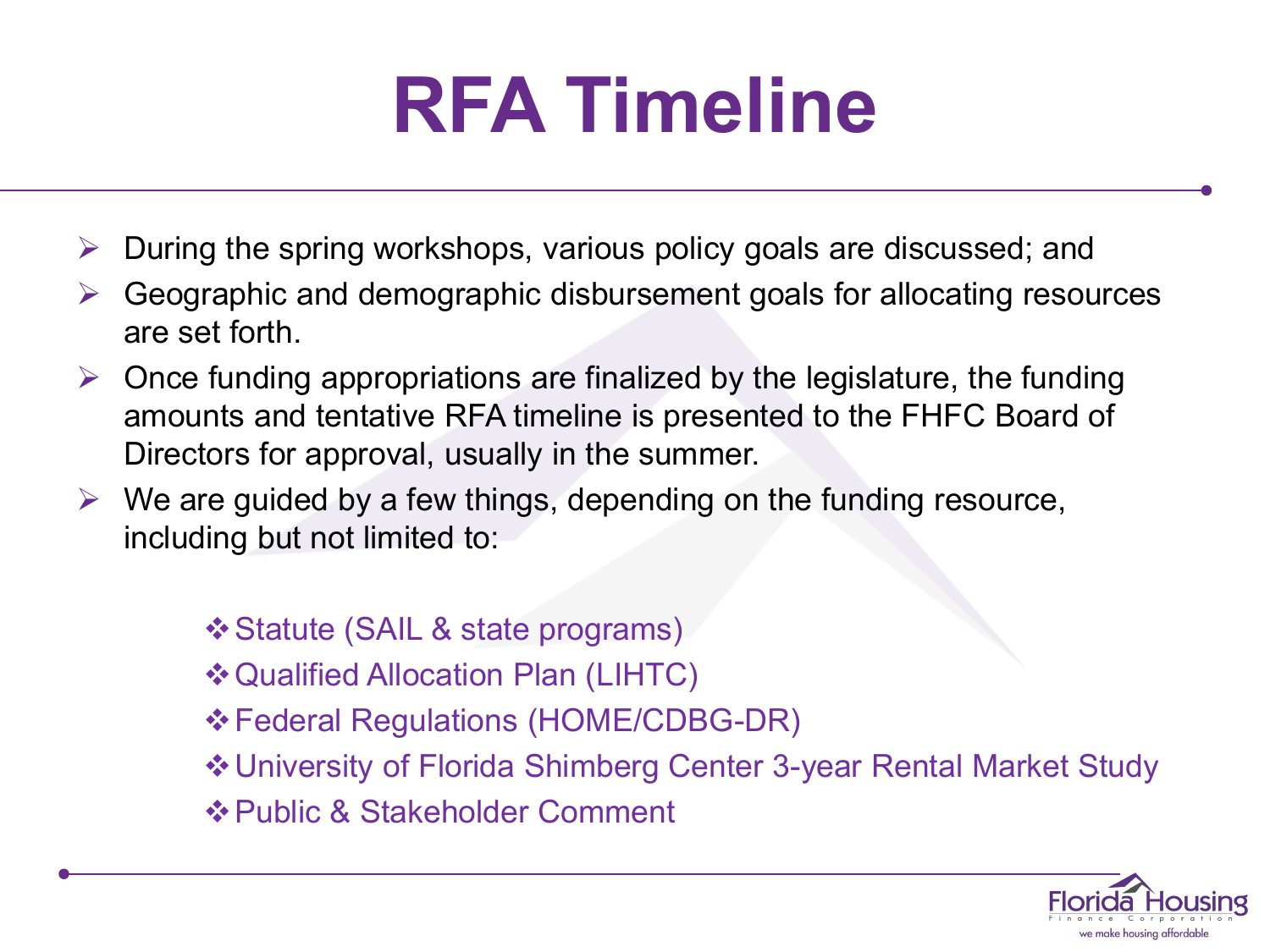# RFA Timeline

- During the spring workshops, various policy goals are discussed; and
- Geographic and demographic disbursement goals for allocating resources are set forth.
- Once funding appropriations are finalized by the legislature, the funding amounts and tentative RFA timeline is presented to the FHFC Board of Directors for approval, usually in the summer.
- We are guided by a few things, depending on the funding resource, including but not limited to:
  - Statute (SAIL & state programs)
  - Qualified Allocation Plan (LIHTC)
  - Federal Regulations (HOME/CDBG-DR)
  - University of Florida Shimberg Center 3-year Rental Market Study
  - Public & Stakeholder Comment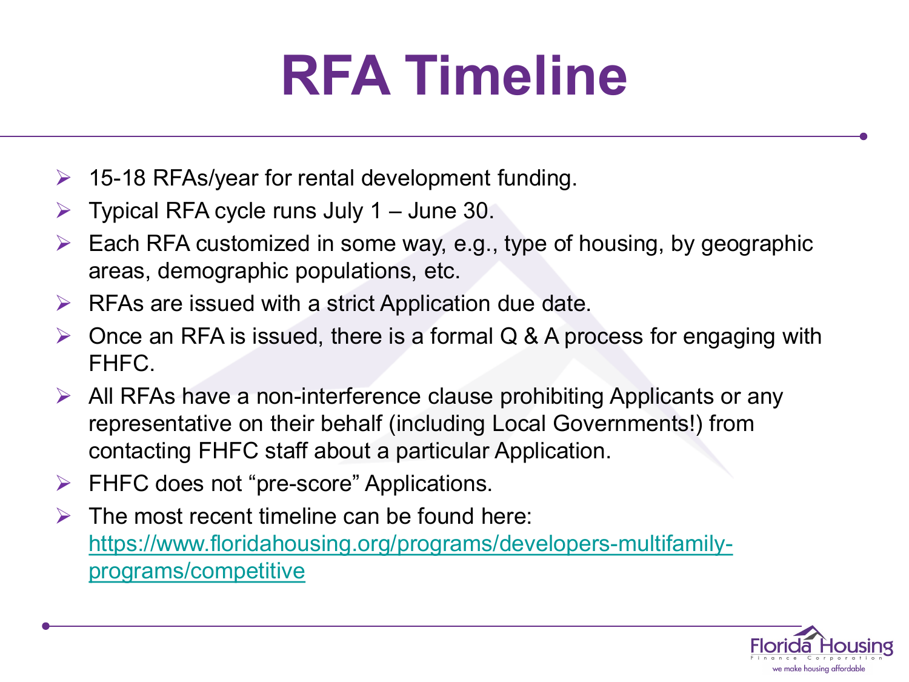# RFA Timeline

- 15-18 RFAs/year for rental development funding.
- Typical RFA cycle runs July 1 – June 30.
- Each RFA customized in some way, e.g., type of housing, by geographic areas, demographic populations, etc.
- RFAs are issued with a strict Application due date.
- Once an RFA is issued, there is a formal Q & A process for engaging with FHFC.
- All RFAs have a non-interference clause prohibiting Applicants or any representative on their behalf (including Local Governments!) from contacting FHFC staff about a particular Application.
- FHFC does not "pre-score" Applications.
- The most recent timeline can be found here: [https://www.floridahousing.org/programs/developers-multifamily-programs/competitive](https://www.floridahousing.org/programs/developers-multifamily-programs/competitive)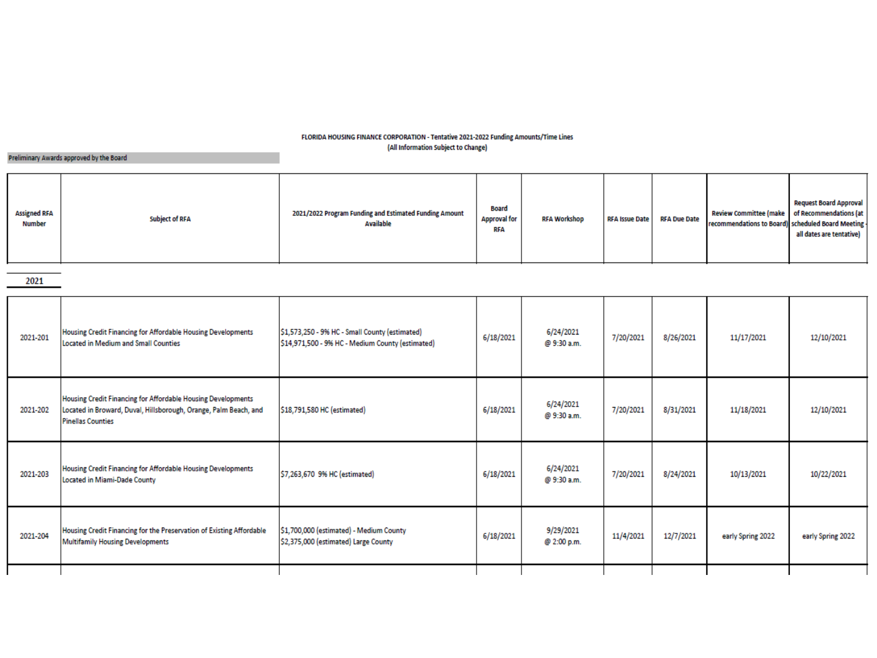**FLORIDA HOUSING FINANCE CORPORATION - Tentative 2021-2022 Funding Amounts/Time Lines**
**(All Information Subject to Change)**

Preliminary Awards approved by the Board

| Assigned RFA Number | Subject of RFA | 2021/2022 Program Funding and Estimated Funding Amount Available | Board Approval for RFA | RFA Workshop | RFA Issue Date | RFA Due Date | Review Committee (make recommendations to Board) | Request Board Approval of Recommendations (at scheduled Board Meeting - all dates are tentative) |
|---|---|---|---|---|---|---|---|---|
| **2021** | | | | | | | | |
| 2021-201 | Housing Credit Financing for Affordable Housing Developments Located in Medium and Small Counties | $1,573,250 - 9% HC - Small County (estimated)<br>$14,971,500 - 9% HC - Medium County (estimated) | 6/18/2021 | 6/24/2021 @ 9:30 a.m. | 7/20/2021 | 8/26/2021 | 11/17/2021 | 12/10/2021 |
| 2021-202 | Housing Credit Financing for Affordable Housing Developments Located in Broward, Duval, Hillsborough, Orange, Palm Beach, and Pinellas Counties | $18,791,580 HC (estimated) | 6/18/2021 | 6/24/2021 @ 9:30 a.m. | 7/20/2021 | 8/31/2021 | 11/18/2021 | 12/10/2021 |
| 2021-203 | Housing Credit Financing for Affordable Housing Developments Located in Miami-Dade County | $7,263,670 9% HC (estimated) | 6/18/2021 | 6/24/2021 @ 9:30 a.m. | 7/20/2021 | 8/24/2021 | 10/13/2021 | 10/22/2021 |
| 2021-204 | Housing Credit Financing for the Preservation of Existing Affordable Multifamily Housing Developments | $1,700,000 (estimated) - Medium County<br>$2,375,000 (estimated) Large County | 6/18/2021 | 9/29/2021 @ 2:00 p.m. | 11/4/2021 | 12/7/2021 | early Spring 2022 | early Spring 2022 |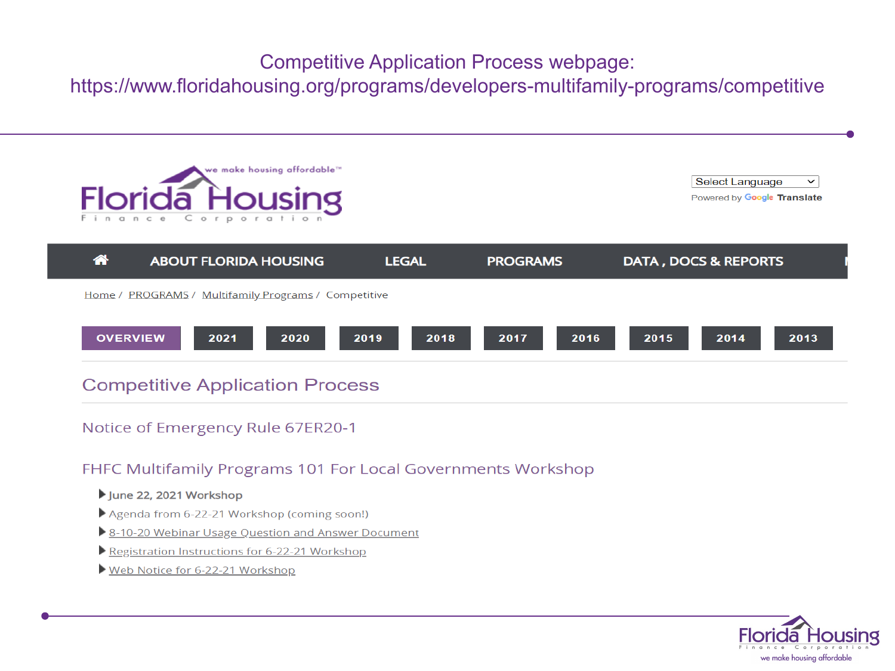# Competitive Application Process webpage:
https://www.floridahousing.org/programs/developers-multifamily-programs/competitive

we make housing affordable™

Florida Housing Finance Corporation

Select Language

Powered by Google Translate

ABOUT FLORIDA HOUSING | LEGAL | PROGRAMS | DATA , DOCS & REPORTS

Home / PROGRAMS / Multifamily Programs / Competitive

OVERVIEW | 2021 | 2020 | 2019 | 2018 | 2017 | 2016 | 2015 | 2014 | 2013

## Competitive Application Process

### Notice of Emergency Rule 67ER20-1

### FHFC Multifamily Programs 101 For Local Governments Workshop

- **June 22, 2021 Workshop**
- Agenda from 6-22-21 Workshop (coming soon!)
- 8-10-20 Webinar Usage Question and Answer Document
- Registration Instructions for 6-22-21 Workshop
- Web Notice for 6-22-21 Workshop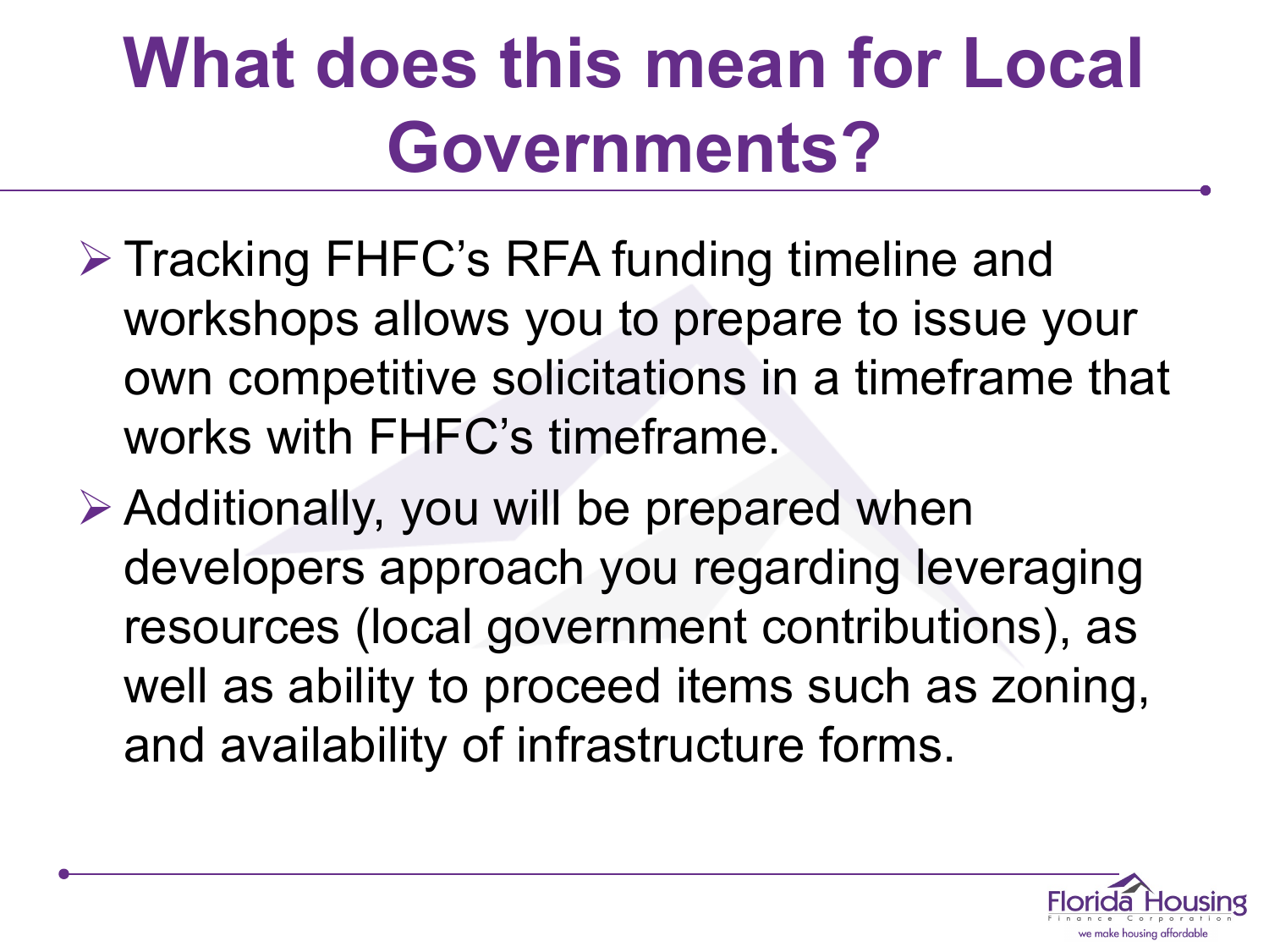# What does this mean for Local Governments?

- Tracking FHFC's RFA funding timeline and workshops allows you to prepare to issue your own competitive solicitations in a timeframe that works with FHFC's timeframe.
- Additionally, you will be prepared when developers approach you regarding leveraging resources (local government contributions), as well as ability to proceed items such as zoning, and availability of infrastructure forms.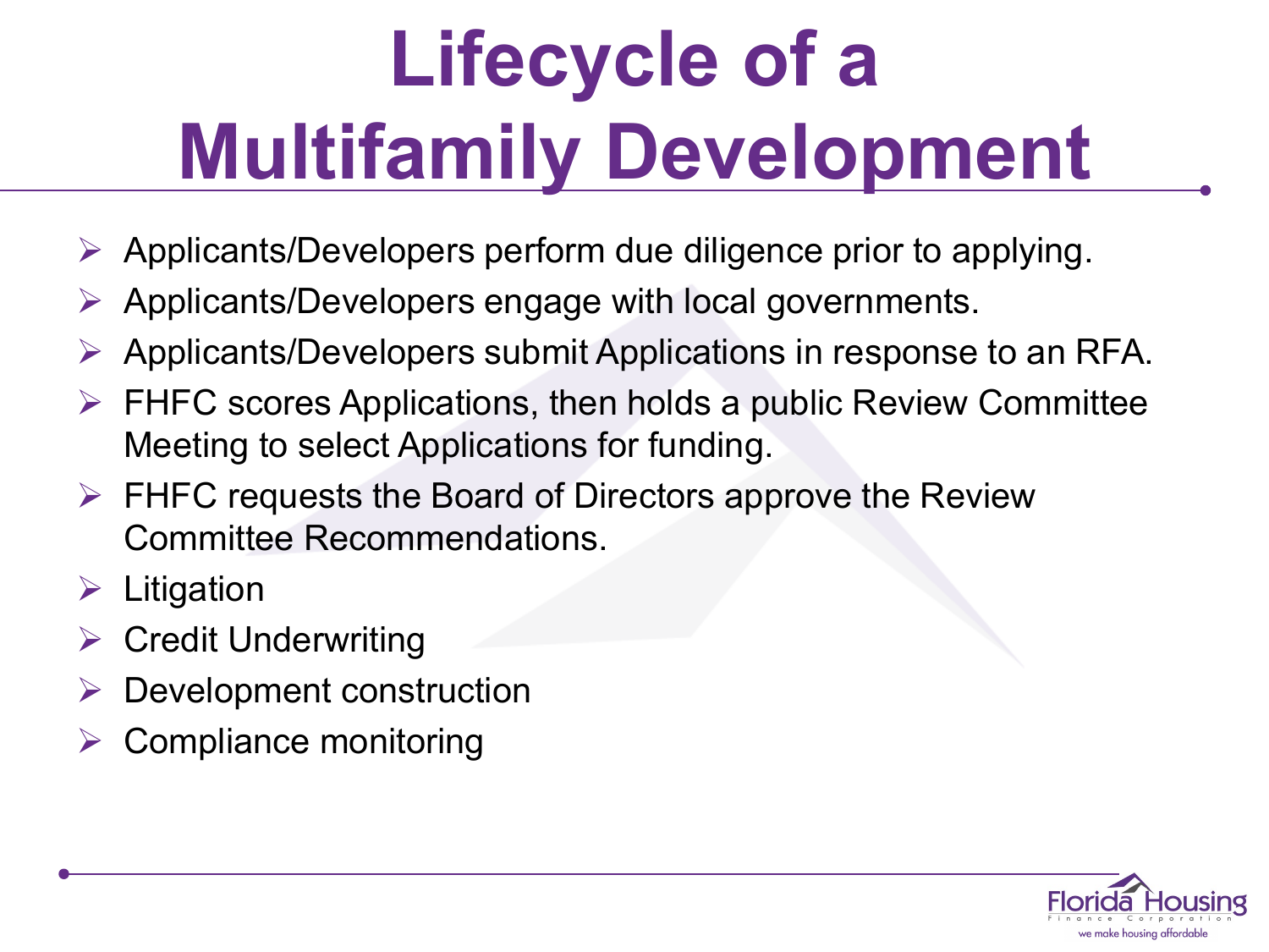# Lifecycle of a Multifamily Development

- Applicants/Developers perform due diligence prior to applying.
- Applicants/Developers engage with local governments.
- Applicants/Developers submit Applications in response to an RFA.
- FHFC scores Applications, then holds a public Review Committee Meeting to select Applications for funding.
- FHFC requests the Board of Directors approve the Review Committee Recommendations.
- Litigation
- Credit Underwriting
- Development construction
- Compliance monitoring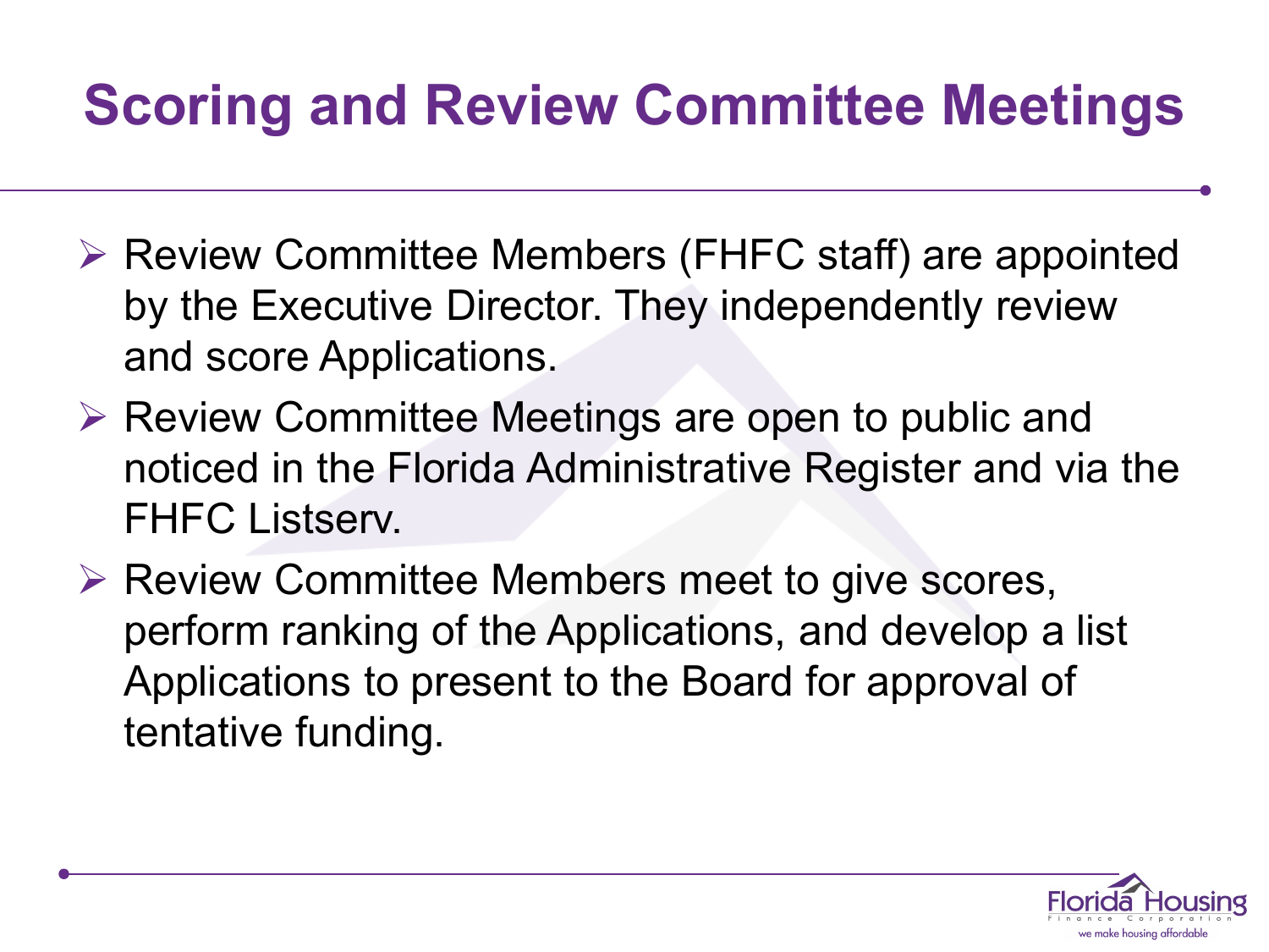# Scoring and Review Committee Meetings

- Review Committee Members (FHFC staff) are appointed by the Executive Director. They independently review and score Applications.
- Review Committee Meetings are open to public and noticed in the Florida Administrative Register and via the FHFC Listserv.
- Review Committee Members meet to give scores, perform ranking of the Applications, and develop a list Applications to present to the Board for approval of tentative funding.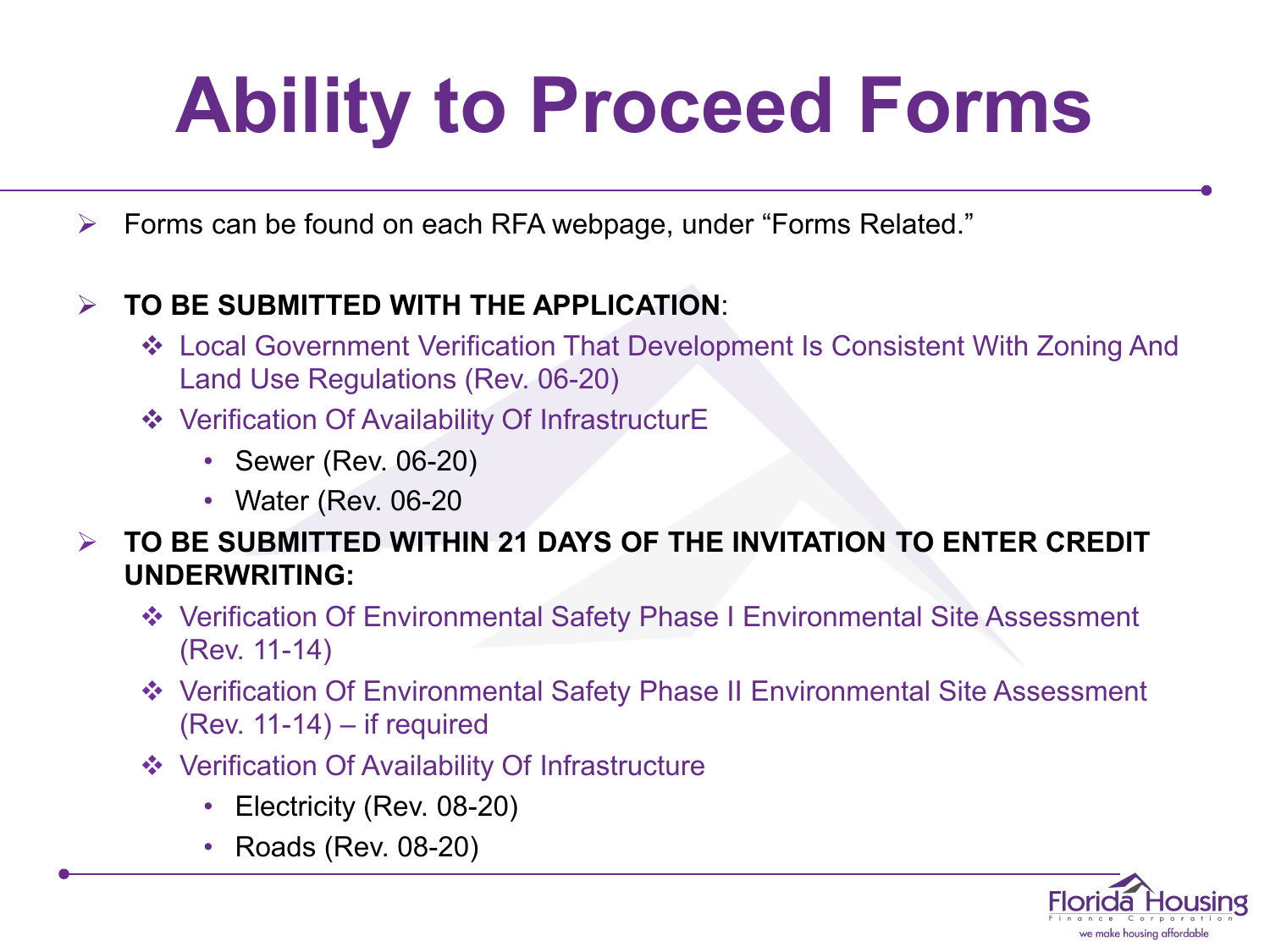# Ability to Proceed Forms

- Forms can be found on each RFA webpage, under "Forms Related."
- **TO BE SUBMITTED WITH THE APPLICATION**:
  - Local Government Verification That Development Is Consistent With Zoning And Land Use Regulations (Rev. 06-20)
  - Verification Of Availability Of InfrastructurE
    - Sewer (Rev. 06-20)
    - Water (Rev. 06-20
- **TO BE SUBMITTED WITHIN 21 DAYS OF THE INVITATION TO ENTER CREDIT UNDERWRITING:**
  - Verification Of Environmental Safety Phase I Environmental Site Assessment (Rev. 11-14)
  - Verification Of Environmental Safety Phase II Environmental Site Assessment (Rev. 11-14) – if required
  - Verification Of Availability Of Infrastructure
    - Electricity (Rev. 08-20)
    - Roads (Rev. 08-20)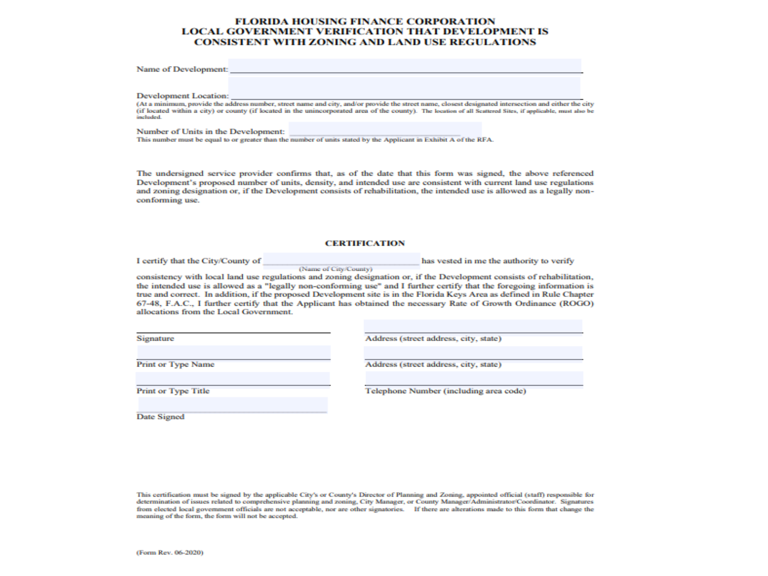# FLORIDA HOUSING FINANCE CORPORATION
# LOCAL GOVERNMENT VERIFICATION THAT DEVELOPMENT IS CONSISTENT WITH ZONING AND LAND USE REGULATIONS

Name of Development: ______________________________________________

Development Location: ______________________________________________

(At a minimum, provide the address number, street name and city, and/or provide the street name, closest designated intersection and either the city (if located within a city) or county (if located in the unincorporated area of the county). The location of all Scattered Sites, if applicable, must also be included.

Number of Units in the Development: ____________________

This number must be equal to or greater than the number of units stated by the Applicant in Exhibit A of the RFA.

The undersigned service provider confirms that, as of the date that this form was signed, the above referenced Development's proposed number of units, density, and intended use are consistent with current land use regulations and zoning designation or, if the Development consists of rehabilitation, the intended use is allowed as a legally non-conforming use.

## CERTIFICATION

I certify that the City/County of ______________________ (Name of City/County) has vested in me the authority to verify consistency with local land use regulations and zoning designation or, if the Development consists of rehabilitation, the intended use is allowed as a "legally non-conforming use" and I further certify that the foregoing information is true and correct. In addition, if the proposed Development site is in the Florida Keys Area as defined in Rule Chapter 67-48, F.A.C., I further certify that the Applicant has obtained the necessary Rate of Growth Ordinance (ROGO) allocations from the Local Government.

| | |
|---|---|
| ______________________ Signature | ______________________ Address (street address, city, state) |
| ______________________ Print or Type Name | ______________________ Address (street address, city, state) |
| ______________________ Print or Type Title | ______________________ Telephone Number (including area code) |
| ______________________ Date Signed | |

This certification must be signed by the applicable City's or County's Director of Planning and Zoning, appointed official (staff) responsible for determination of issues related to comprehensive planning and zoning, City Manager, or County Manager/Administrator/Coordinator. Signatures from elected local government officials are not acceptable, nor are other signatories. If there are alterations made to this form that change the meaning of the form, the form will not be accepted.

(Form Rev. 06-2020)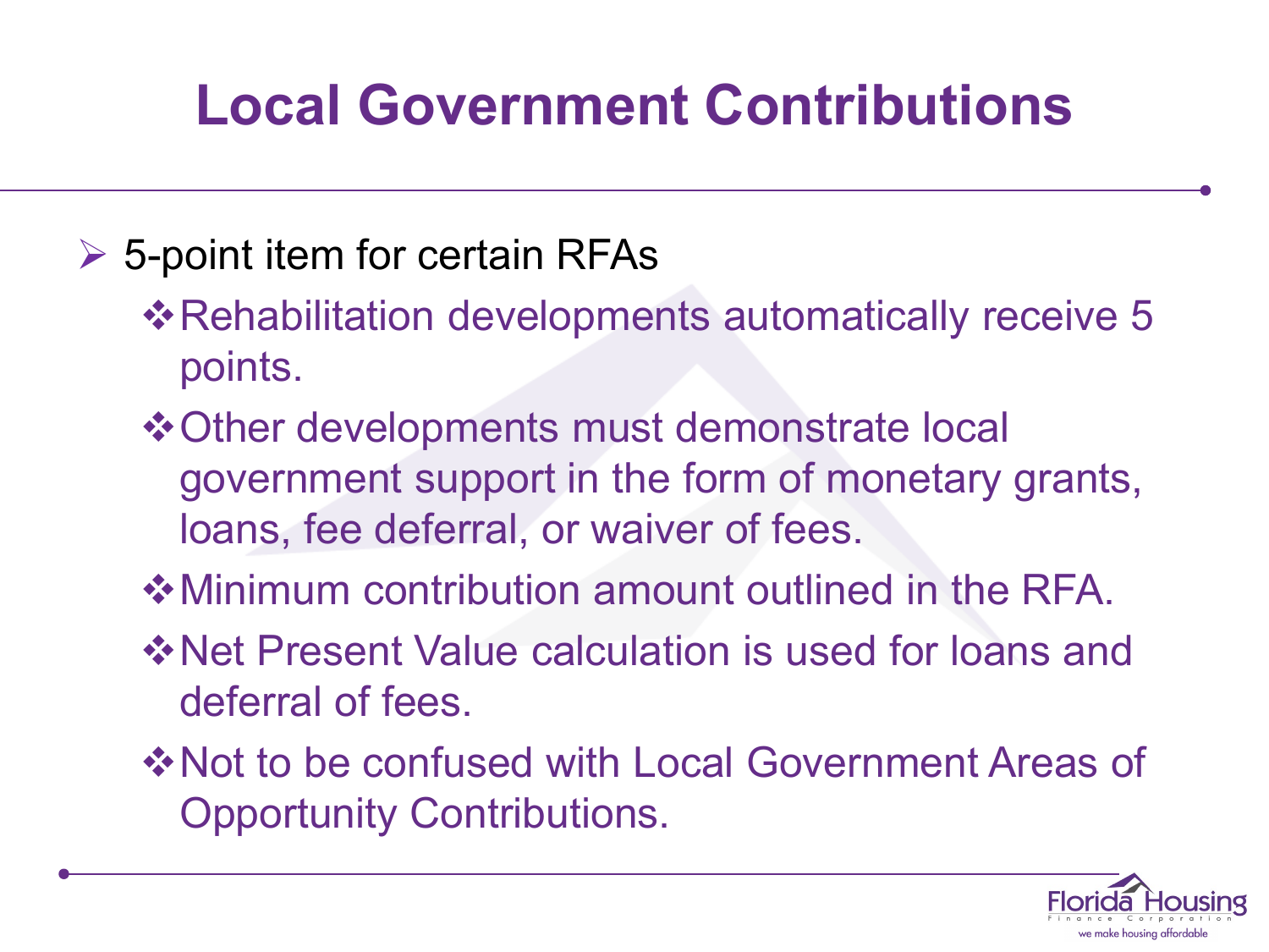# Local Government Contributions

- 5-point item for certain RFAs
  - Rehabilitation developments automatically receive 5 points.
  - Other developments must demonstrate local government support in the form of monetary grants, loans, fee deferral, or waiver of fees.
  - Minimum contribution amount outlined in the RFA.
  - Net Present Value calculation is used for loans and deferral of fees.
  - Not to be confused with Local Government Areas of Opportunity Contributions.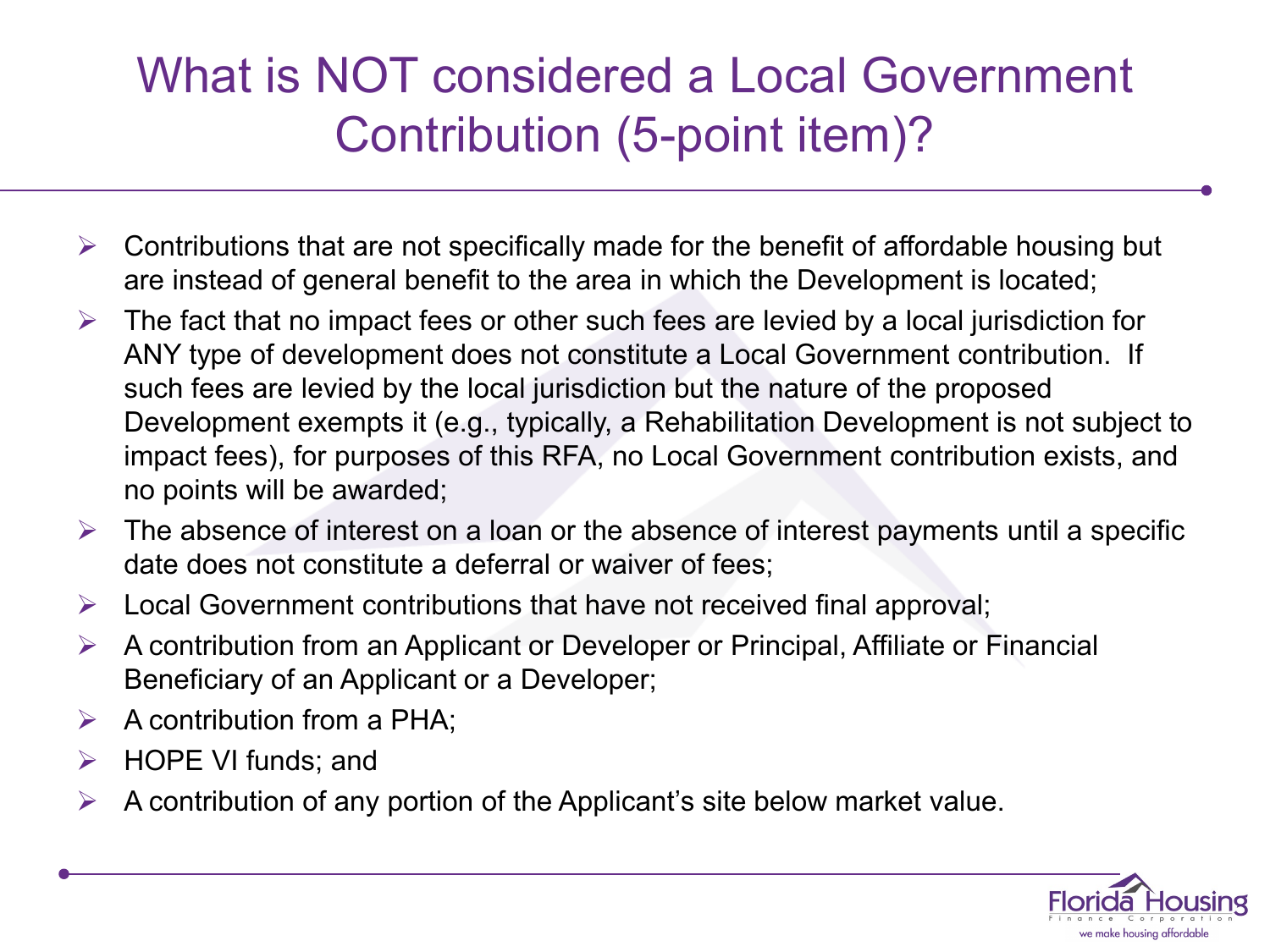# What is NOT considered a Local Government Contribution (5-point item)?

- Contributions that are not specifically made for the benefit of affordable housing but are instead of general benefit to the area in which the Development is located;
- The fact that no impact fees or other such fees are levied by a local jurisdiction for ANY type of development does not constitute a Local Government contribution. If such fees are levied by the local jurisdiction but the nature of the proposed Development exempts it (e.g., typically, a Rehabilitation Development is not subject to impact fees), for purposes of this RFA, no Local Government contribution exists, and no points will be awarded;
- The absence of interest on a loan or the absence of interest payments until a specific date does not constitute a deferral or waiver of fees;
- Local Government contributions that have not received final approval;
- A contribution from an Applicant or Developer or Principal, Affiliate or Financial Beneficiary of an Applicant or a Developer;
- A contribution from a PHA;
- HOPE VI funds; and
- A contribution of any portion of the Applicant's site below market value.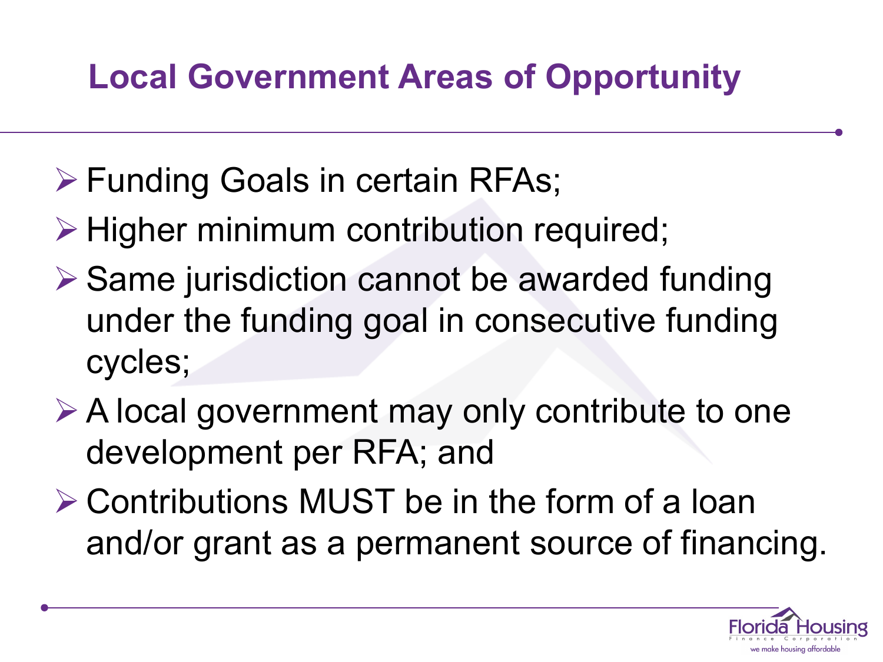# Local Government Areas of Opportunity

- Funding Goals in certain RFAs;
- Higher minimum contribution required;
- Same jurisdiction cannot be awarded funding under the funding goal in consecutive funding cycles;
- A local government may only contribute to one development per RFA; and
- Contributions MUST be in the form of a loan and/or grant as a permanent source of financing.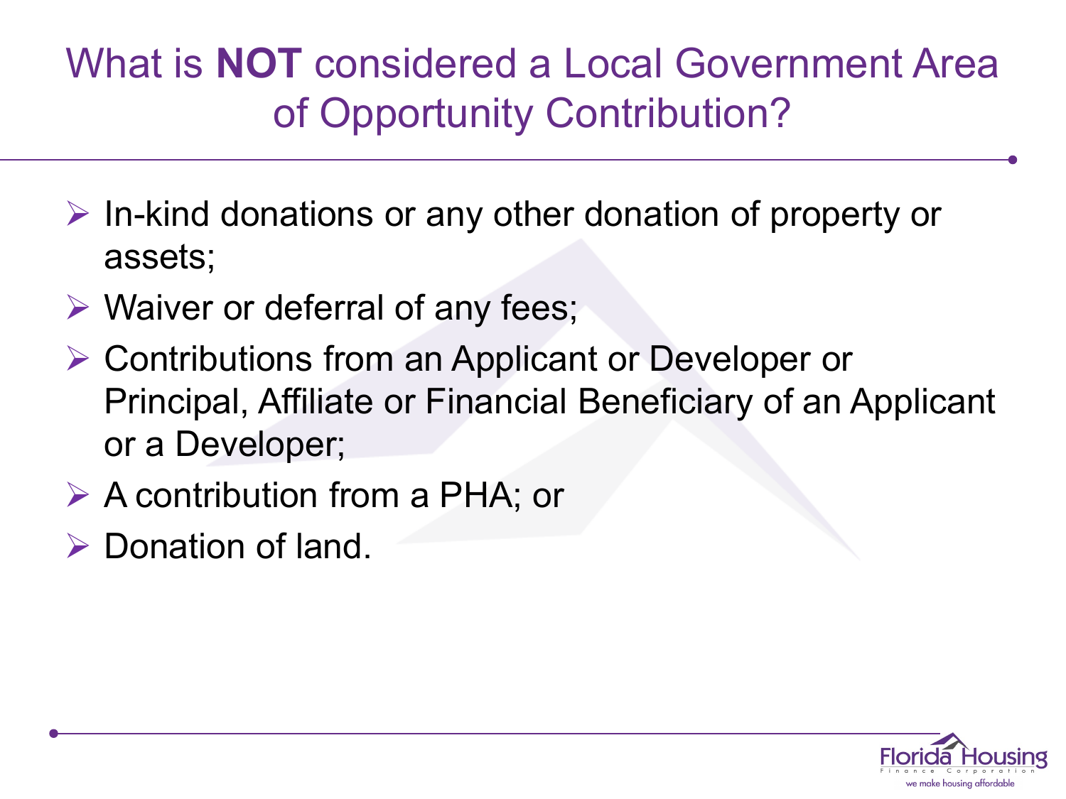# What is **NOT** considered a Local Government Area of Opportunity Contribution?

- In-kind donations or any other donation of property or assets;
- Waiver or deferral of any fees;
- Contributions from an Applicant or Developer or Principal, Affiliate or Financial Beneficiary of an Applicant or a Developer;
- A contribution from a PHA; or
- Donation of land.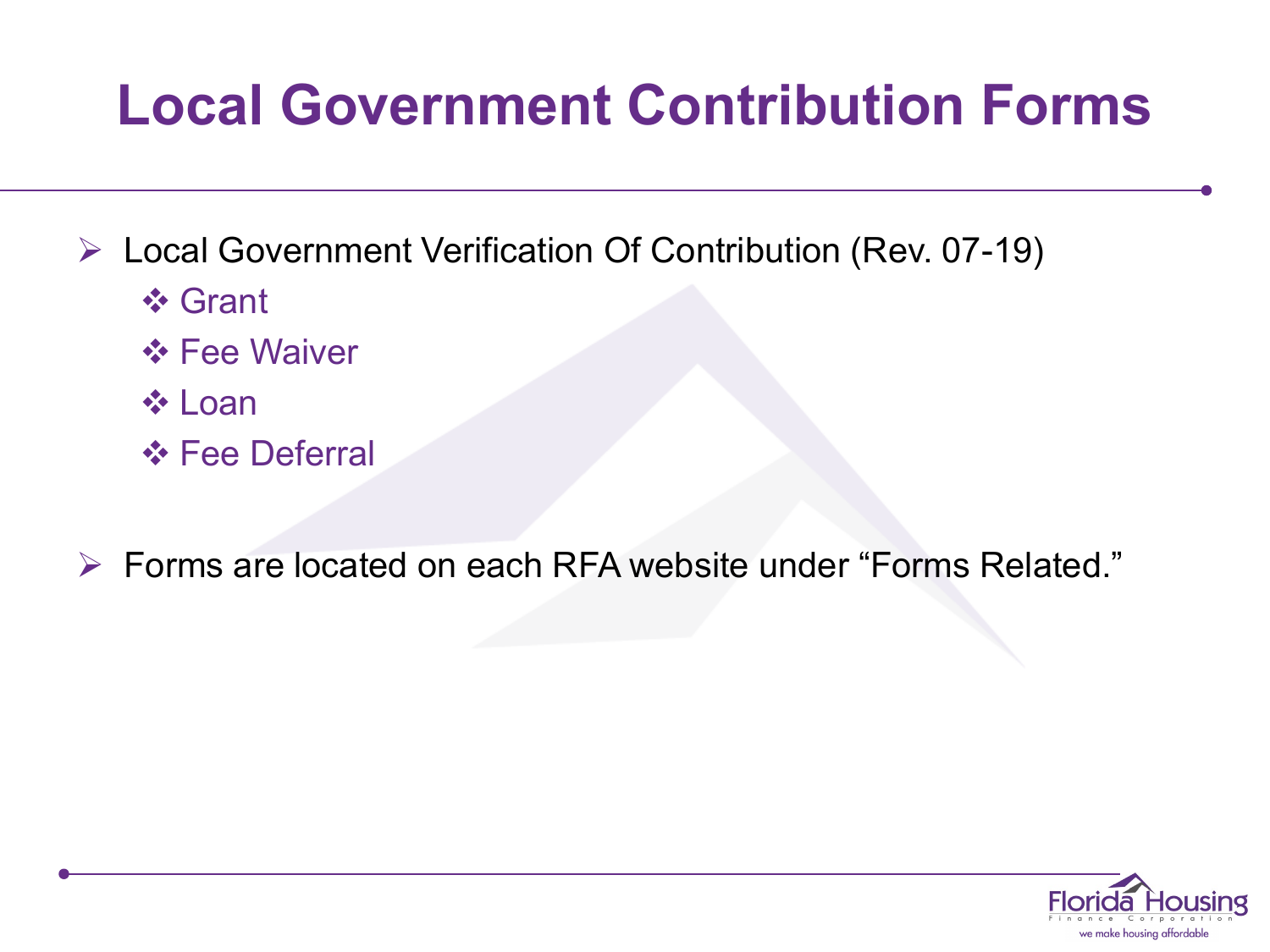# Local Government Contribution Forms

- Local Government Verification Of Contribution (Rev. 07-19)
  - Grant
  - Fee Waiver
  - Loan
  - Fee Deferral

- Forms are located on each RFA website under “Forms Related.”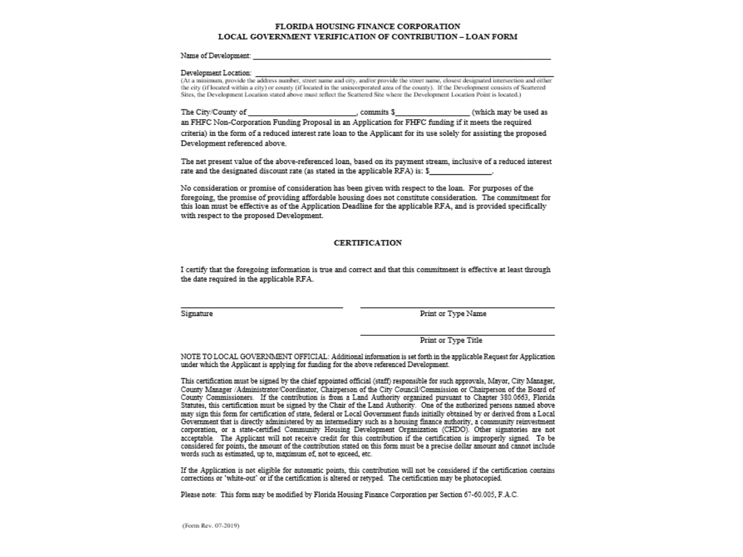# FLORIDA HOUSING FINANCE CORPORATION
## LOCAL GOVERNMENT VERIFICATION OF CONTRIBUTION – LOAN FORM

Name of Development: ___________________________________________________________________

Development Location: _________________________________________________________________

(At a minimum, provide the address number, street name and city, and/or provide the street name, closest designated intersection and either the city (if located within a city) or county (if located in the unincorporated area of the county). If the Development consists of Scattered Sites, the Development Location stated above must reflect the Scattered Site where the Development Location Point is located.)

The City/County of _________________________, commits $_________________ (which may be used as an FHFC Non-Corporation Funding Proposal in an Application for FHFC funding if it meets the required criteria) in the form of a reduced interest rate loan to the Applicant for its use solely for assisting the proposed Development referenced above.

The net present value of the above-referenced loan, based on its payment stream, inclusive of a reduced interest rate and the designated discount rate (as stated in the applicable RFA) is: $_______________.

No consideration or promise of consideration has been given with respect to the loan. For purposes of the foregoing, the promise of providing affordable housing does not constitute consideration. The commitment for this loan must be effective as of the Application Deadline for the applicable RFA, and is provided specifically with respect to the proposed Development.

## CERTIFICATION

I certify that the foregoing information is true and correct and that this commitment is effective at least through the date required in the applicable RFA.

_______________________________ Signature

_______________________________ Print or Type Name

_______________________________ Print or Type Title

NOTE TO LOCAL GOVERNMENT OFFICIAL: Additional information is set forth in the applicable Request for Application under which the Applicant is applying for funding for the above referenced Development.

This certification must be signed by the chief appointed official (staff) responsible for such approvals, Mayor, City Manager, County Manager /Administrator/Coordinator, Chairperson of the City Council/Commission or Chairperson of the Board of County Commissioners. If the contribution is from a Land Authority organized pursuant to Chapter 380.0663, Florida Statutes, this certification must be signed by the Chair of the Land Authority. One of the authorized persons named above may sign this form for certification of state, federal or Local Government funds initially obtained by or derived from a Local Government that is directly administered by an intermediary such as a housing finance authority, a community reinvestment corporation, or a state-certified Community Housing Development Organization (CHDO). Other signatories are not acceptable. The Applicant will not receive credit for this contribution if the certification is improperly signed. To be considered for points, the amount of the contribution stated on this form must be a precise dollar amount and cannot include words such as estimated, up to, maximum of, not to exceed, etc.

If the Application is not eligible for automatic points, this contribution will not be considered if the certification contains corrections or 'white-out' or if the certification is altered or retyped. The certification may be photocopied.

Please note: This form may be modified by Florida Housing Finance Corporation per Section 67-60.005, F.A.C.

(Form Rev. 07-2019)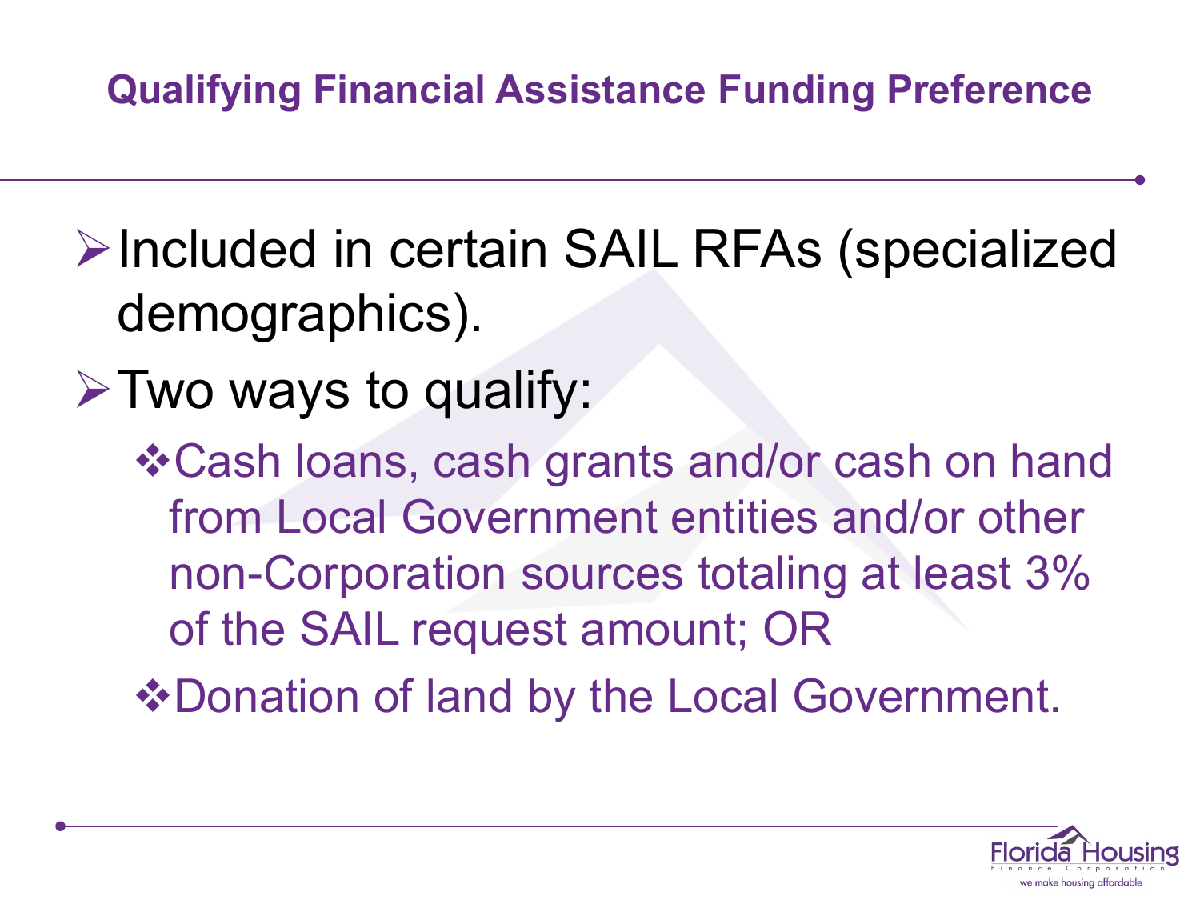## Qualifying Financial Assistance Funding Preference

- Included in certain SAIL RFAs (specialized demographics).
- Two ways to qualify:
  - Cash loans, cash grants and/or cash on hand from Local Government entities and/or other non-Corporation sources totaling at least 3% of the SAIL request amount; OR
  - Donation of land by the Local Government.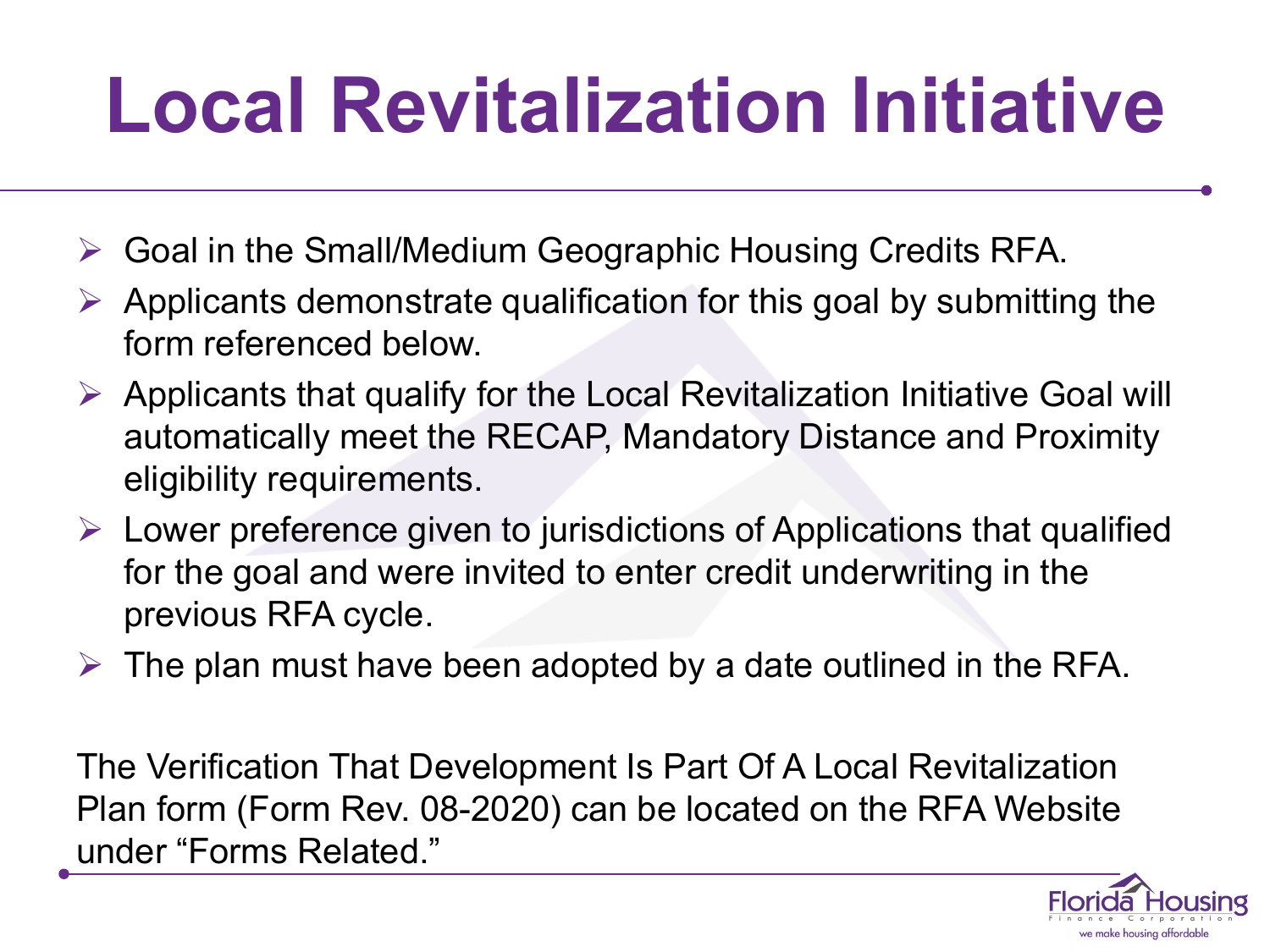# Local Revitalization Initiative

- Goal in the Small/Medium Geographic Housing Credits RFA.
- Applicants demonstrate qualification for this goal by submitting the form referenced below.
- Applicants that qualify for the Local Revitalization Initiative Goal will automatically meet the RECAP, Mandatory Distance and Proximity eligibility requirements.
- Lower preference given to jurisdictions of Applications that qualified for the goal and were invited to enter credit underwriting in the previous RFA cycle.
- The plan must have been adopted by a date outlined in the RFA.

The Verification That Development Is Part Of A Local Revitalization Plan form (Form Rev. 08-2020) can be located on the RFA Website under "Forms Related."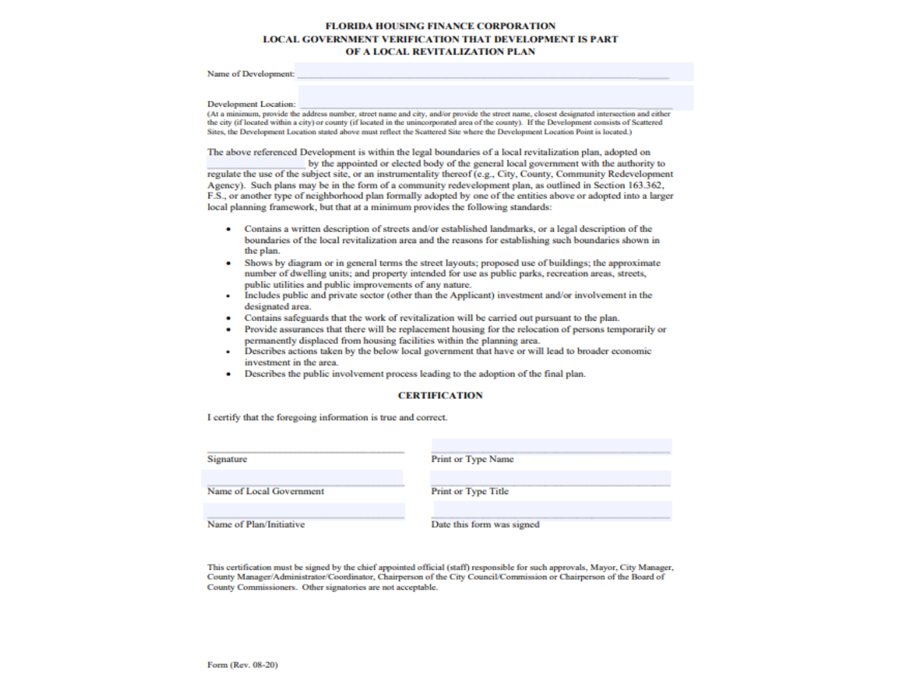**FLORIDA HOUSING FINANCE CORPORATION**
**LOCAL GOVERNMENT VERIFICATION THAT DEVELOPMENT IS PART OF A LOCAL REVITALIZATION PLAN**

Name of Development: ____________________________________________

Development Location: ____________________________________________
(At a minimum, provide the address number, street name and city, and/or provide the street name, closest designated intersection and either the city (if located within a city) or county (if located in the unincorporated area of the county). If the Development consists of Scattered Sites, the Development Location stated above must reflect the Scattered Site where the Development Location Point is located.)

The above referenced Development is within the legal boundaries of a local revitalization plan, adopted on ________________ by the appointed or elected body of the general local government with the authority to regulate the use of the subject site, or an instrumentality thereof (e.g., City, County, Community Redevelopment Agency). Such plans may be in the form of a community redevelopment plan, as outlined in Section 163.362, F.S., or another type of neighborhood plan formally adopted by one of the entities above or adopted into a larger local planning framework, but that at a minimum provides the following standards:

- Contains a written description of streets and/or established landmarks, or a legal description of the boundaries of the local revitalization area and the reasons for establishing such boundaries shown in the plan.
- Shows by diagram or in general terms the street layouts; proposed use of buildings; the approximate number of dwelling units; and property intended for use as public parks, recreation areas, streets, public utilities and public improvements of any nature.
- Includes public and private sector (other than the Applicant) investment and/or involvement in the designated area.
- Contains safeguards that the work of revitalization will be carried out pursuant to the plan.
- Provide assurances that there will be replacement housing for the relocation of persons temporarily or permanently displaced from housing facilities within the planning area.
- Describes actions taken by the below local government that have or will lead to broader economic investment in the area.
- Describes the public involvement process leading to the adoption of the final plan.

**CERTIFICATION**

I certify that the foregoing information is true and correct.

| | |
|---|---|
| ______________________________ | ______________________________ |
| Signature | Print or Type Name |
| ______________________________ | ______________________________ |
| Name of Local Government | Print or Type Title |
| ______________________________ | ______________________________ |
| Name of Plan/Initiative | Date this form was signed |

This certification must be signed by the chief appointed official (staff) responsible for such approvals, Mayor, City Manager, County Manager/Administrator/Coordinator, Chairperson of the City Council/Commission or Chairperson of the Board of County Commissioners. Other signatories are not acceptable.

Form (Rev. 08-20)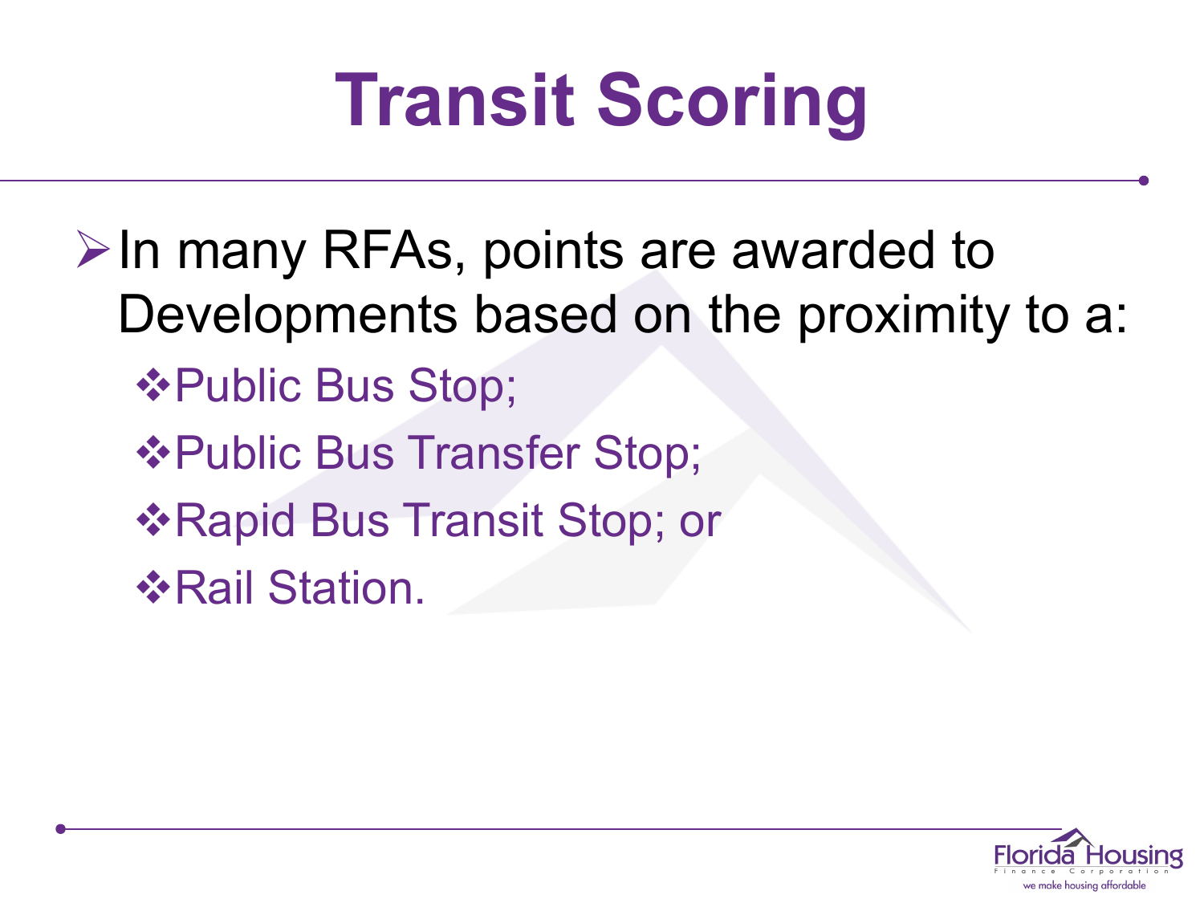# Transit Scoring

- In many RFAs, points are awarded to Developments based on the proximity to a:
  - Public Bus Stop;
  - Public Bus Transfer Stop;
  - Rapid Bus Transit Stop; or
  - Rail Station.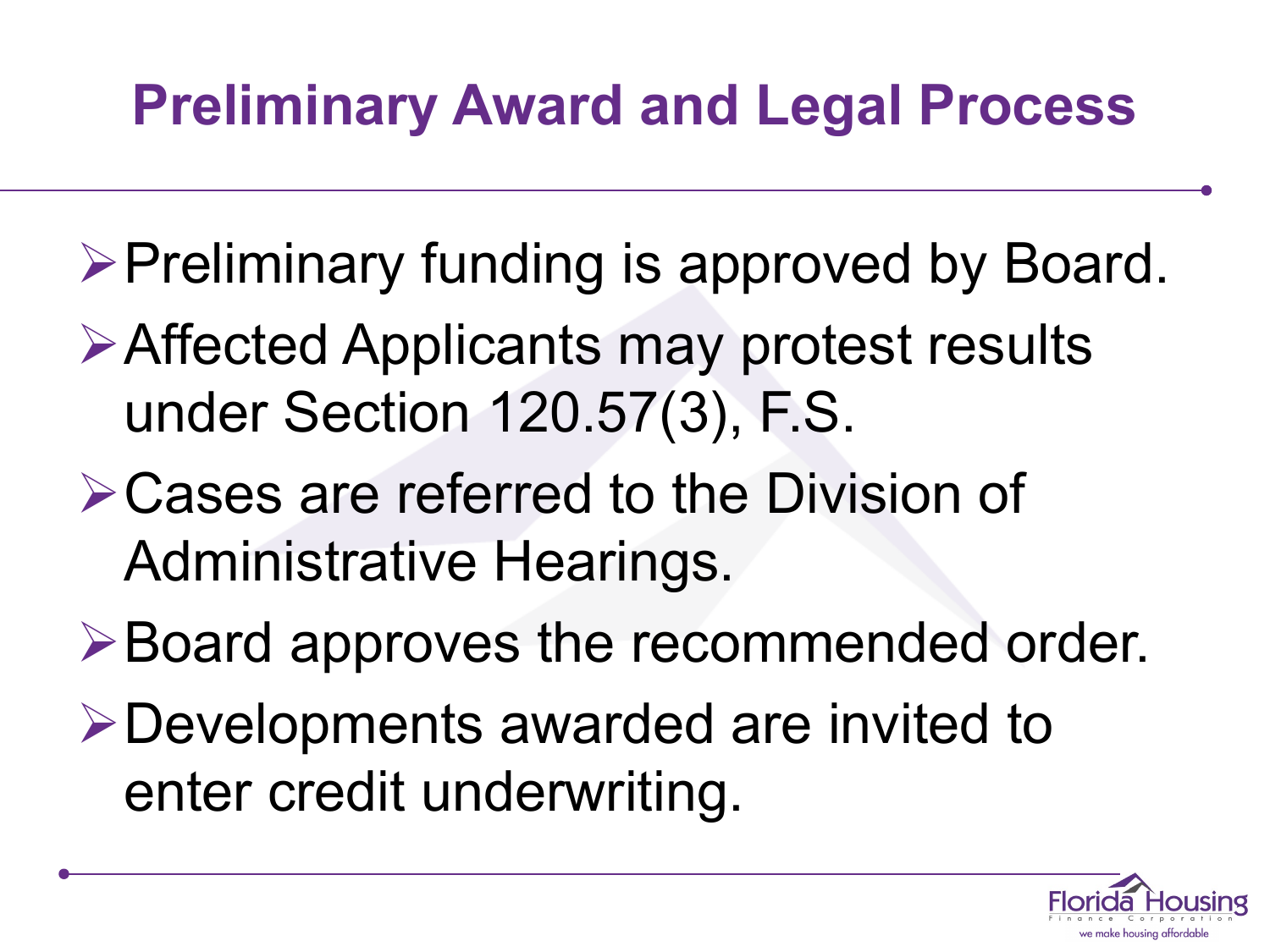# Preliminary Award and Legal Process

- Preliminary funding is approved by Board.
- Affected Applicants may protest results under Section 120.57(3), F.S.
- Cases are referred to the Division of Administrative Hearings.
- Board approves the recommended order.
- Developments awarded are invited to enter credit underwriting.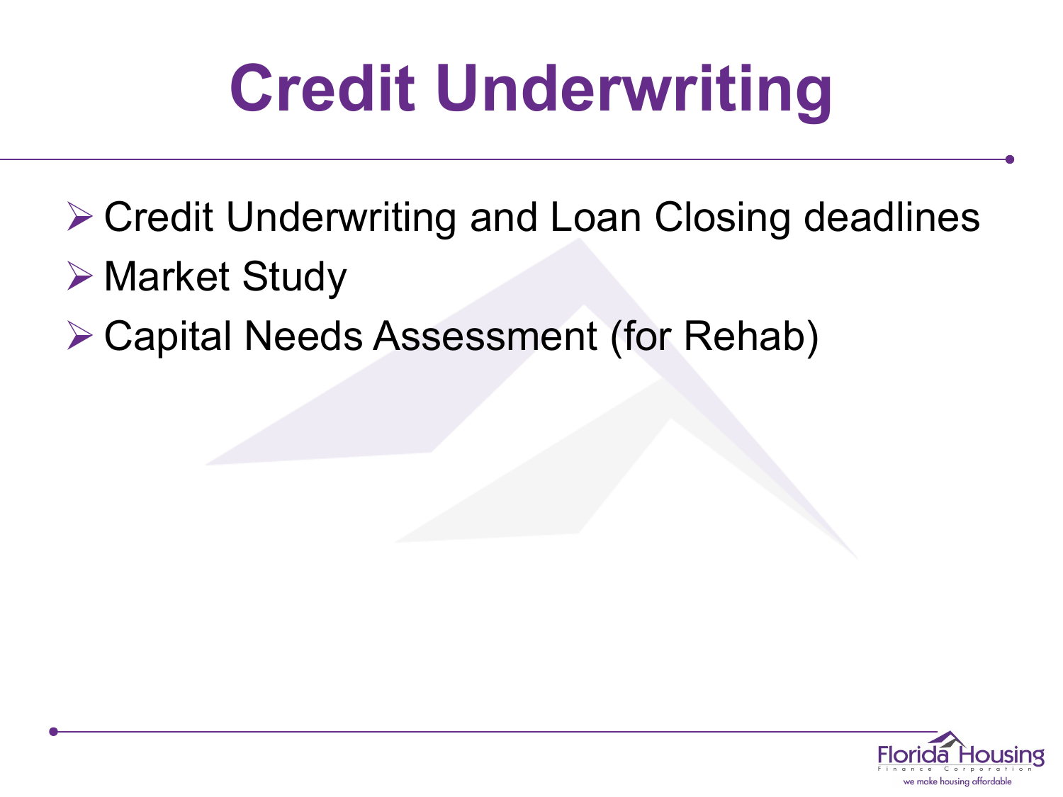# Credit Underwriting

- Credit Underwriting and Loan Closing deadlines
- Market Study
- Capital Needs Assessment (for Rehab)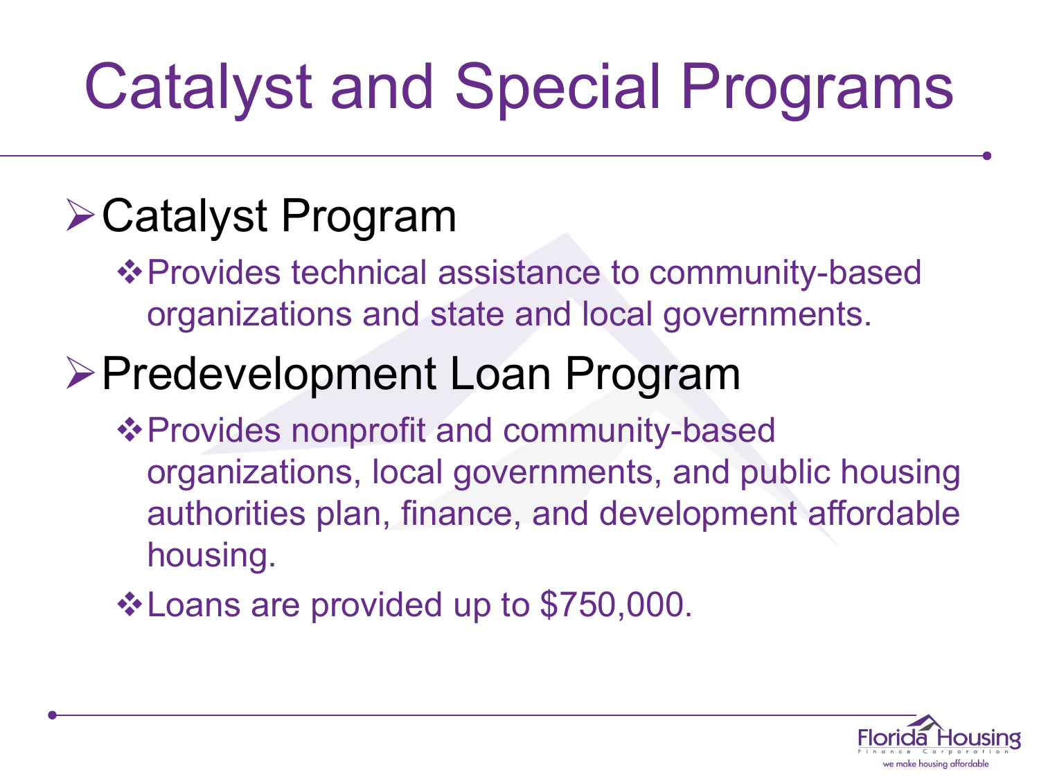# Catalyst and Special Programs

- Catalyst Program
  - Provides technical assistance to community-based organizations and state and local governments.
- Predevelopment Loan Program
  - Provides nonprofit and community-based organizations, local governments, and public housing authorities plan, finance, and development affordable housing.
  - Loans are provided up to $750,000.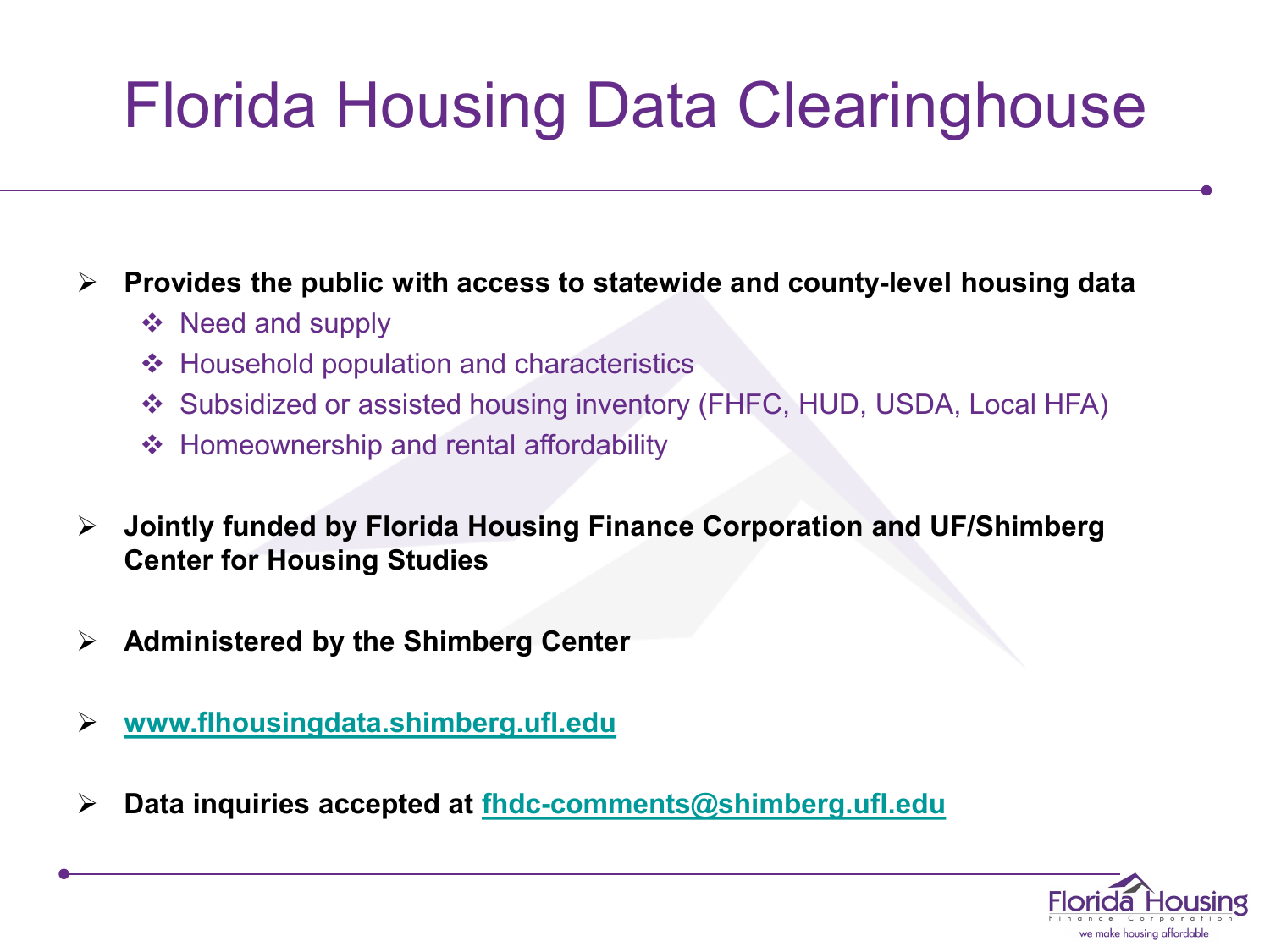# Florida Housing Data Clearinghouse

- **Provides the public with access to statewide and county-level housing data**
  - Need and supply
  - Household population and characteristics
  - Subsidized or assisted housing inventory (FHFC, HUD, USDA, Local HFA)
  - Homeownership and rental affordability
- **Jointly funded by Florida Housing Finance Corporation and UF/Shimberg Center for Housing Studies**
- **Administered by the Shimberg Center**
- **www.flhousingdata.shimberg.ufl.edu**
- **Data inquiries accepted at fhdc-comments@shimberg.ufl.edu**

Florida Housing Finance Corporation
we make housing affordable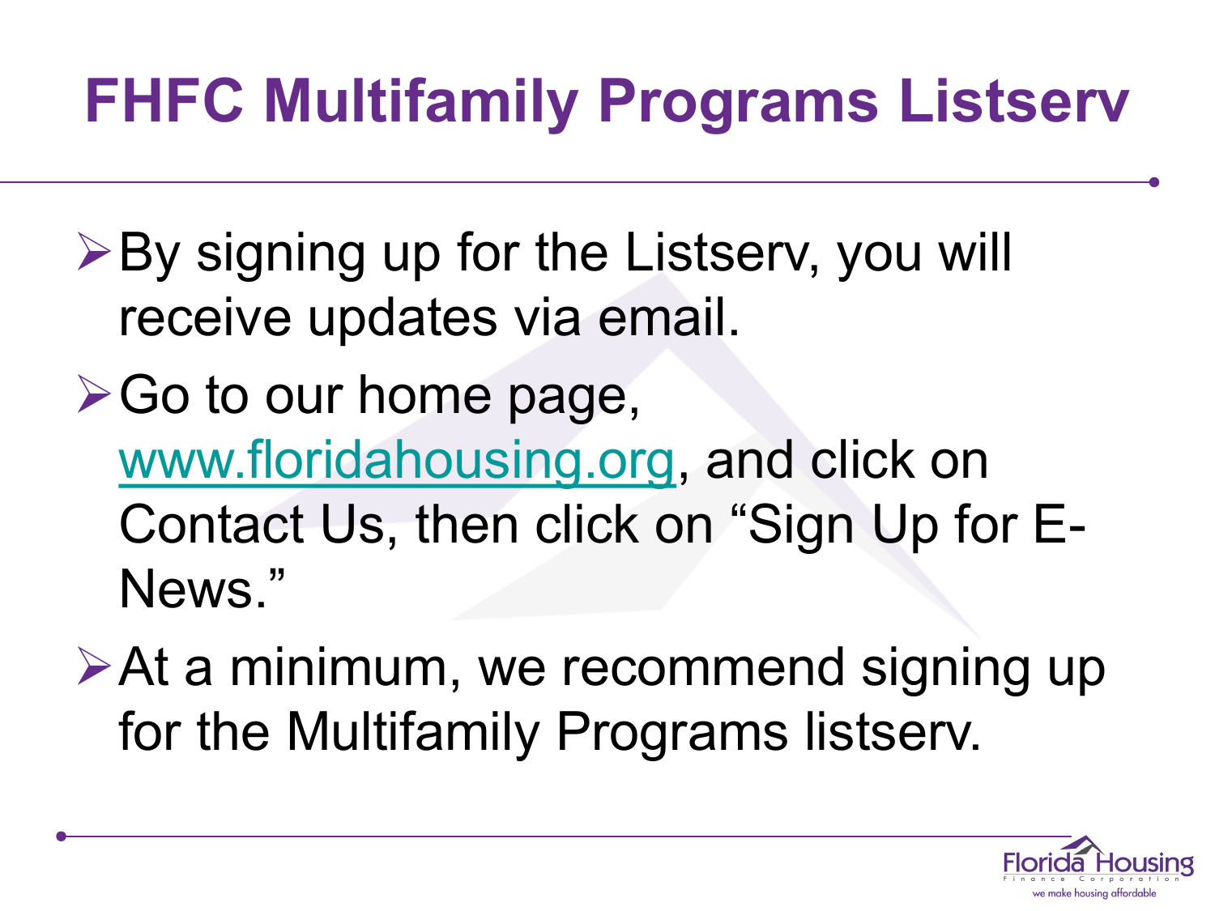# FHFC Multifamily Programs Listserv

- By signing up for the Listserv, you will receive updates via email.
- Go to our home page, www.floridahousing.org, and click on Contact Us, then click on “Sign Up for E-News.”
- At a minimum, we recommend signing up for the Multifamily Programs listserv.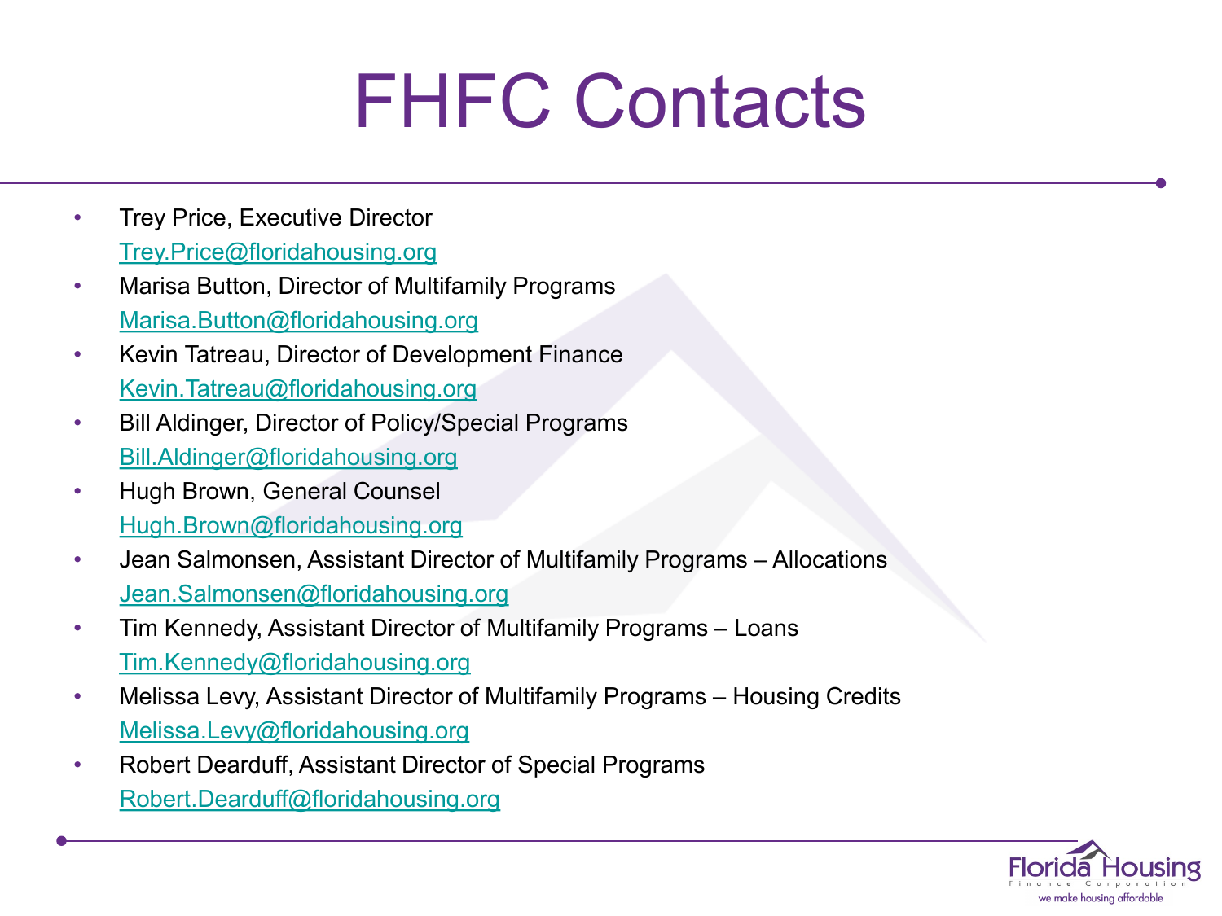# FHFC Contacts

- Trey Price, Executive Director
  Trey.Price@floridahousing.org
- Marisa Button, Director of Multifamily Programs
  Marisa.Button@floridahousing.org
- Kevin Tatreau, Director of Development Finance
  Kevin.Tatreau@floridahousing.org
- Bill Aldinger, Director of Policy/Special Programs
  Bill.Aldinger@floridahousing.org
- Hugh Brown, General Counsel
  Hugh.Brown@floridahousing.org
- Jean Salmonsen, Assistant Director of Multifamily Programs – Allocations
  Jean.Salmonsen@floridahousing.org
- Tim Kennedy, Assistant Director of Multifamily Programs – Loans
  Tim.Kennedy@floridahousing.org
- Melissa Levy, Assistant Director of Multifamily Programs – Housing Credits
  Melissa.Levy@floridahousing.org
- Robert Dearduff, Assistant Director of Special Programs
  Robert.Dearduff@floridahousing.org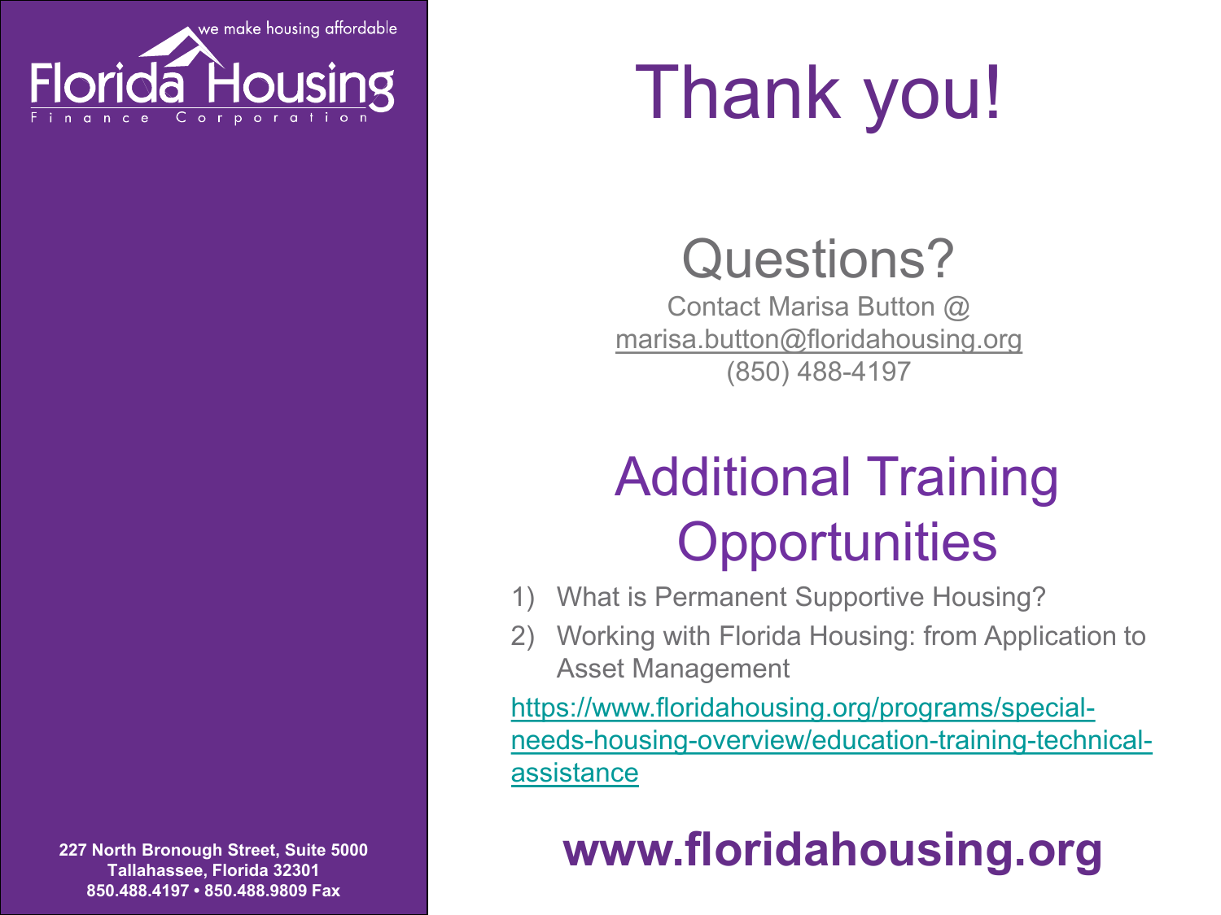we make housing affordable

Florida Housing Finance Corporation

# Thank you!

## Questions?

Contact Marisa Button @
marisa.button@floridahousing.org
(850) 488-4197

## Additional Training Opportunities

1) What is Permanent Supportive Housing?
2) Working with Florida Housing: from Application to Asset Management

https://www.floridahousing.org/programs/special-needs-housing-overview/education-training-technical-assistance

**www.floridahousing.org**

**227 North Bronough Street, Suite 5000**
**Tallahassee, Florida 32301**
**850.488.4197 • 850.488.9809 Fax**